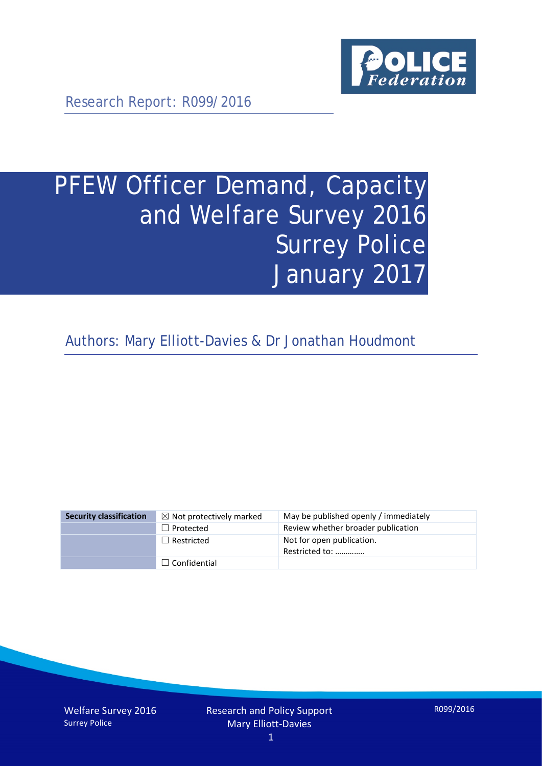Research Report: R099/2016

# PFEW Officer Demand, Capacity and Welfare Survey 2016 Surrey Police January 2017

Authors: Mary Elliott-Davies & Dr Jonathan Houdmont

| Security classification | ☒ Not protectively marked | May be published openly / immediately |
|---|---|---|
| | ☐ Protected | Review whether broader publication |
| | ☐ Restricted | Not for open publication. Restricted to: ………….. |
| | ☐ Confidential | |

Welfare Survey 2016
Surrey Police

Research and Policy Support
Mary Elliott-Davies

R099/2016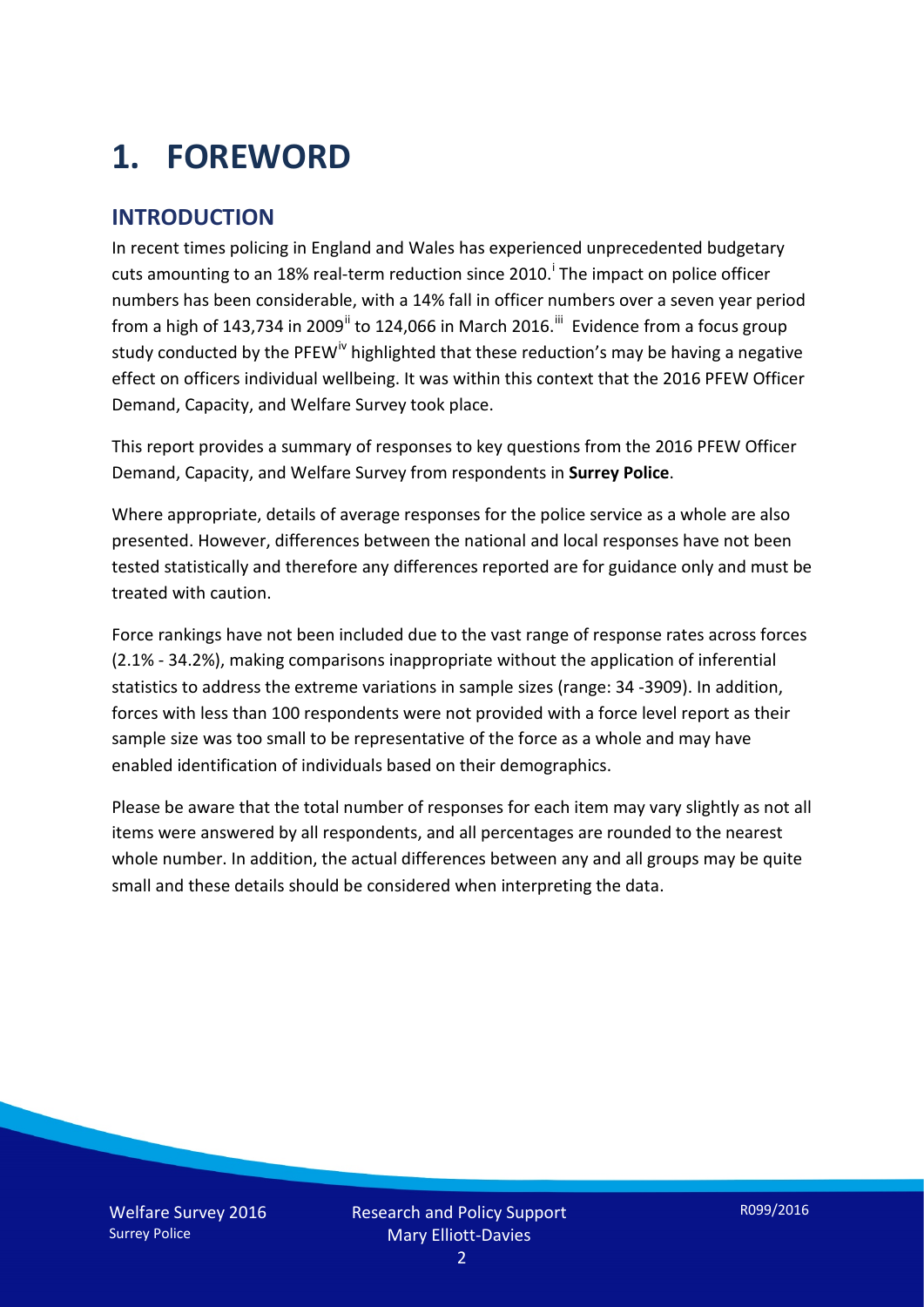# 1. FOREWORD

## INTRODUCTION

In recent times policing in England and Wales has experienced unprecedented budgetary cuts amounting to an 18% real-term reduction since 2010.[i] The impact on police officer numbers has been considerable, with a 14% fall in officer numbers over a seven year period from a high of 143,734 in 2009[ii] to 124,066 in March 2016.[iii] Evidence from a focus group study conducted by the PFEW[iv] highlighted that these reduction's may be having a negative effect on officers individual wellbeing. It was within this context that the 2016 PFEW Officer Demand, Capacity, and Welfare Survey took place.

This report provides a summary of responses to key questions from the 2016 PFEW Officer Demand, Capacity, and Welfare Survey from respondents in **Surrey Police**.

Where appropriate, details of average responses for the police service as a whole are also presented. However, differences between the national and local responses have not been tested statistically and therefore any differences reported are for guidance only and must be treated with caution.

Force rankings have not been included due to the vast range of response rates across forces (2.1% - 34.2%), making comparisons inappropriate without the application of inferential statistics to address the extreme variations in sample sizes (range: 34 -3909). In addition, forces with less than 100 respondents were not provided with a force level report as their sample size was too small to be representative of the force as a whole and may have enabled identification of individuals based on their demographics.

Please be aware that the total number of responses for each item may vary slightly as not all items were answered by all respondents, and all percentages are rounded to the nearest whole number. In addition, the actual differences between any and all groups may be quite small and these details should be considered when interpreting the data.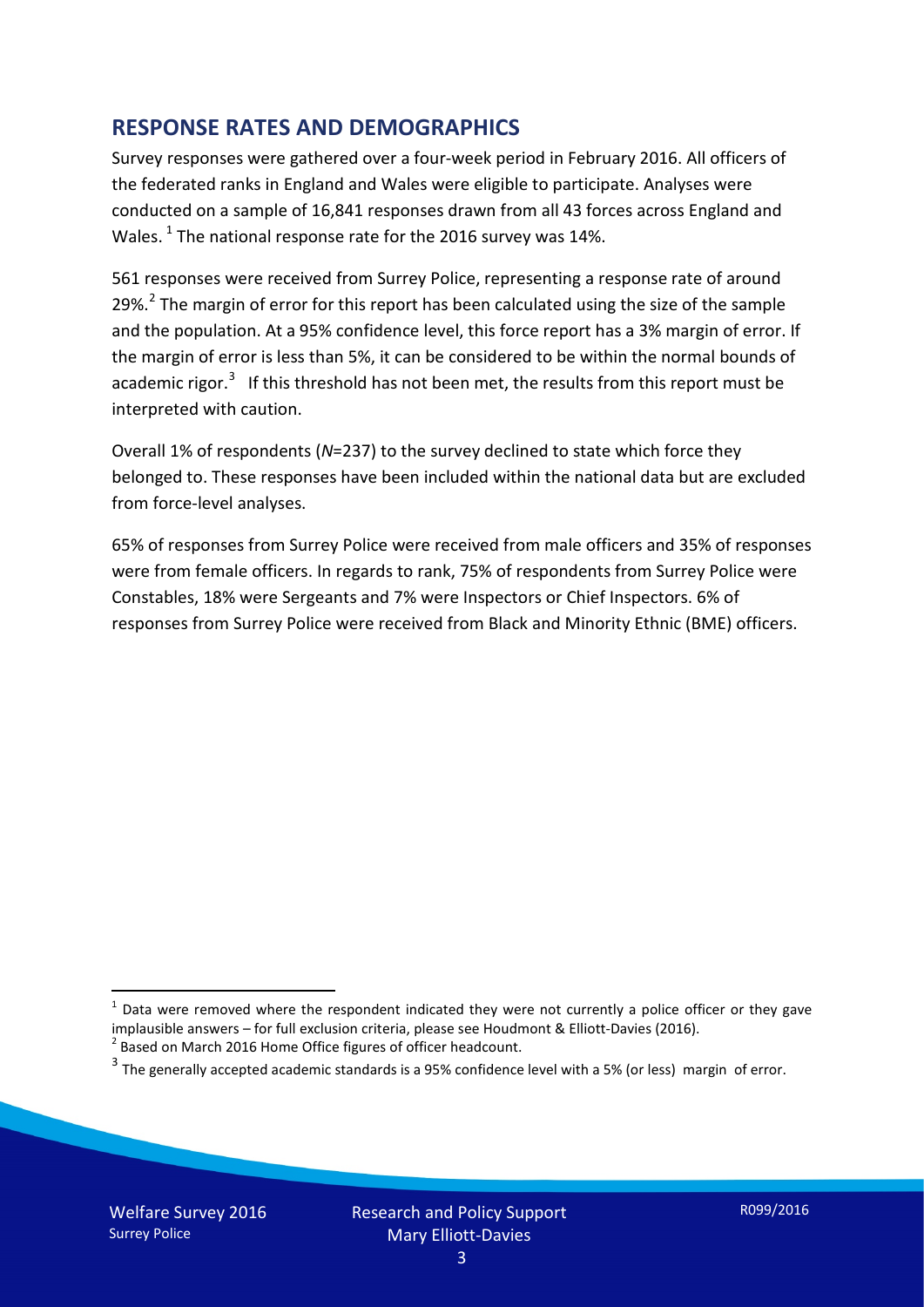## RESPONSE RATES AND DEMOGRAPHICS

Survey responses were gathered over a four-week period in February 2016. All officers of the federated ranks in England and Wales were eligible to participate. Analyses were conducted on a sample of 16,841 responses drawn from all 43 forces across England and Wales. [1] The national response rate for the 2016 survey was 14%.

561 responses were received from Surrey Police, representing a response rate of around 29%.[2] The margin of error for this report has been calculated using the size of the sample and the population. At a 95% confidence level, this force report has a 3% margin of error. If the margin of error is less than 5%, it can be considered to be within the normal bounds of academic rigor.[3] If this threshold has not been met, the results from this report must be interpreted with caution.

Overall 1% of respondents (*N*=237) to the survey declined to state which force they belonged to. These responses have been included within the national data but are excluded from force-level analyses.

65% of responses from Surrey Police were received from male officers and 35% of responses were from female officers. In regards to rank, 75% of respondents from Surrey Police were Constables, 18% were Sergeants and 7% were Inspectors or Chief Inspectors. 6% of responses from Surrey Police were received from Black and Minority Ethnic (BME) officers.

---

[1] Data were removed where the respondent indicated they were not currently a police officer or they gave implausible answers – for full exclusion criteria, please see Houdmont & Elliott-Davies (2016).

[2] Based on March 2016 Home Office figures of officer headcount.

[3] The generally accepted academic standards is a 95% confidence level with a 5% (or less) margin of error.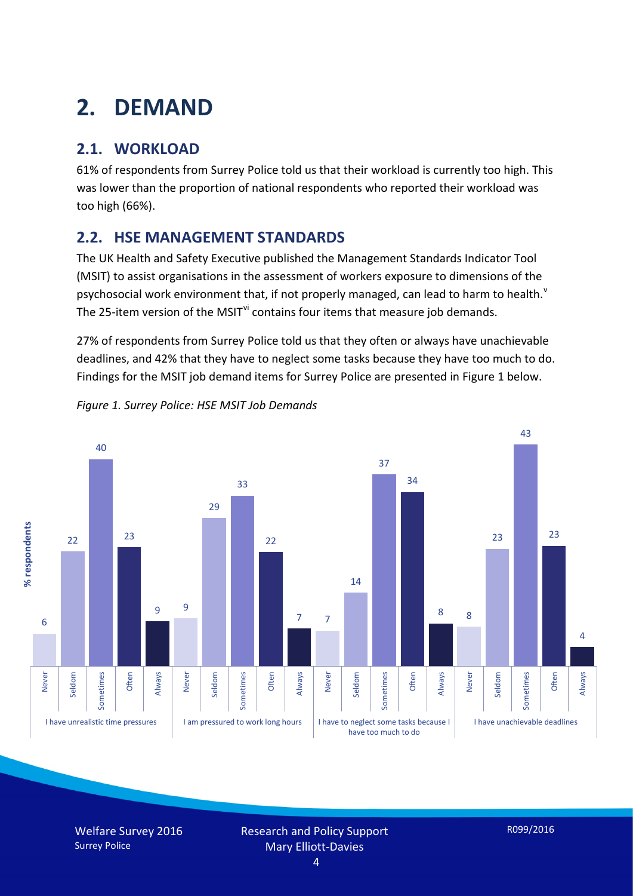# 2. DEMAND

## 2.1. WORKLOAD

61% of respondents from Surrey Police told us that their workload is currently too high. This was lower than the proportion of national respondents who reported their workload was too high (66%).

## 2.2. HSE MANAGEMENT STANDARDS

The UK Health and Safety Executive published the Management Standards Indicator Tool (MSIT) to assist organisations in the assessment of workers exposure to dimensions of the psychosocial work environment that, if not properly managed, can lead to harm to health.[v] The 25-item version of the MSIT[vi] contains four items that measure job demands.

27% of respondents from Surrey Police told us that they often or always have unachievable deadlines, and 42% that they have to neglect some tasks because they have too much to do. Findings for the MSIT job demand items for Surrey Police are presented in Figure 1 below.

*Figure 1. Surrey Police: HSE MSIT Job Demands*

| % respondents | Never | Seldom | Sometimes | Often | Always |
|---|---|---|---|---|---|
| I have unrealistic time pressures | 6 | 22 | 40 | 23 | 9 |
| I am pressured to work long hours | 9 | 29 | 33 | 22 | 7 |
| I have to neglect some tasks because I have too much to do | 7 | 14 | 37 | 34 | 8 |
| I have unachievable deadlines | 8 | 23 | 43 | 23 | 4 |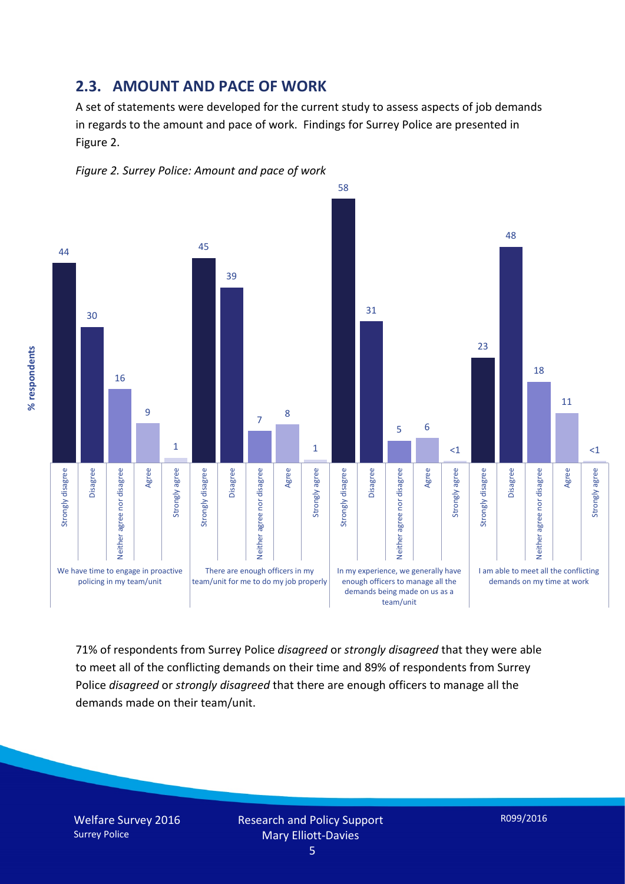## 2.3. AMOUNT AND PACE OF WORK

A set of statements were developed for the current study to assess aspects of job demands in regards to the amount and pace of work. Findings for Surrey Police are presented in Figure 2.

*Figure 2. Surrey Police: Amount and pace of work*

| % respondents | Strongly disagree | Disagree | Neither agree nor disagree | Agree | Strongly agree |
|---|---|---|---|---|---|
| We have time to engage in proactive policing in my team/unit | 44 | 30 | 16 | 9 | 1 |
| There are enough officers in my team/unit for me to do my job properly | 45 | 39 | 7 | 8 | 1 |
| In my experience, we generally have enough officers to manage all the demands being made on us as a team/unit | 58 | 31 | 5 | 6 | <1 |
| I am able to meet all the conflicting demands on my time at work | 23 | 48 | 18 | 11 | <1 |

71% of respondents from Surrey Police *disagreed* or *strongly disagreed* that they were able to meet all of the conflicting demands on their time and 89% of respondents from Surrey Police *disagreed* or *strongly disagreed* that there are enough officers to manage all the demands made on their team/unit.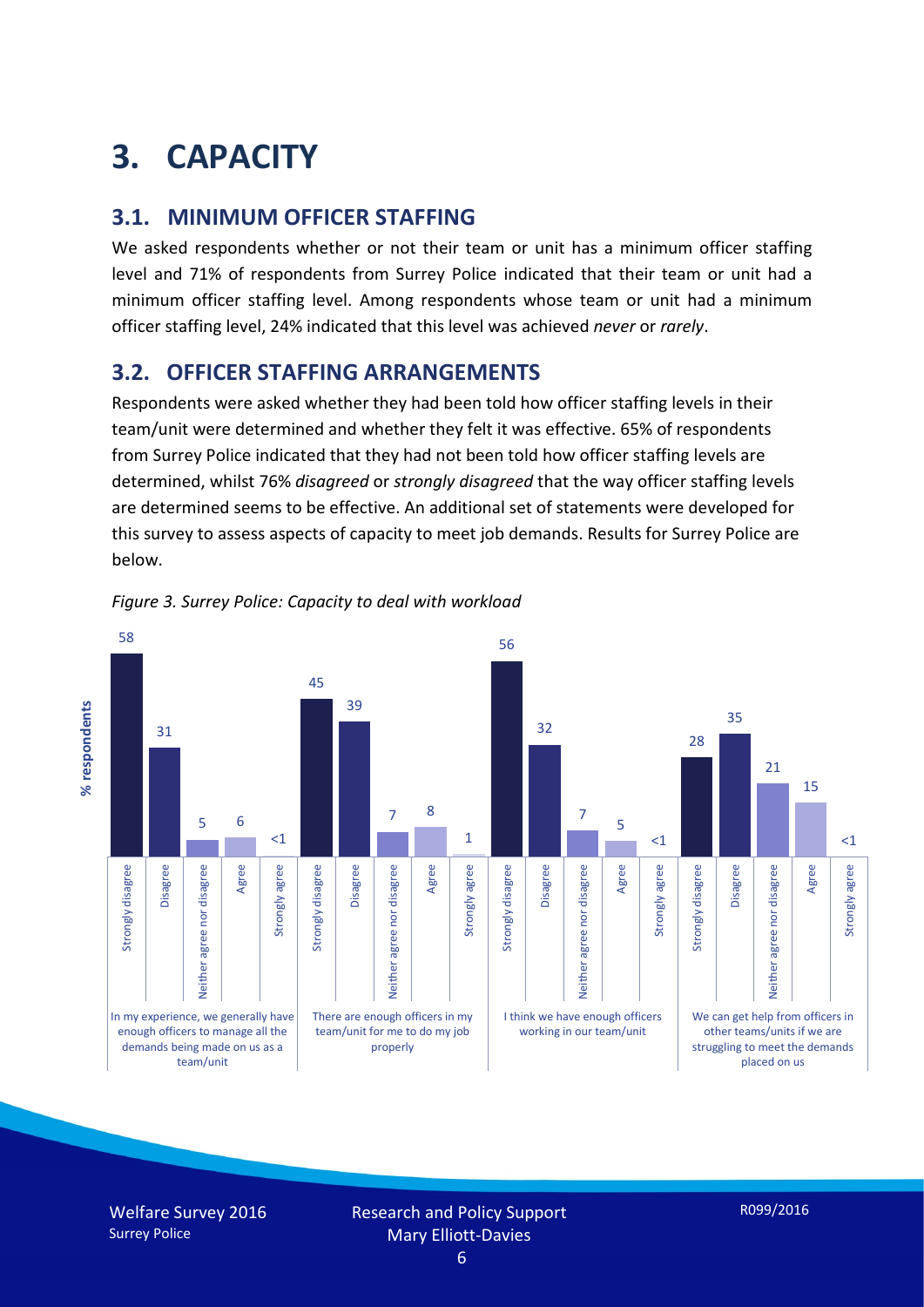# 3. CAPACITY

## 3.1. MINIMUM OFFICER STAFFING

We asked respondents whether or not their team or unit has a minimum officer staffing level and 71% of respondents from Surrey Police indicated that their team or unit had a minimum officer staffing level. Among respondents whose team or unit had a minimum officer staffing level, 24% indicated that this level was achieved *never* or *rarely*.

## 3.2. OFFICER STAFFING ARRANGEMENTS

Respondents were asked whether they had been told how officer staffing levels in their team/unit were determined and whether they felt it was effective. 65% of respondents from Surrey Police indicated that they had not been told how officer staffing levels are determined, whilst 76% *disagreed* or *strongly disagreed* that the way officer staffing levels are determined seems to be effective. An additional set of statements were developed for this survey to assess aspects of capacity to meet job demands. Results for Surrey Police are below.

*Figure 3. Surrey Police: Capacity to deal with workload*

| % respondents | Strongly disagree | Disagree | Neither agree nor disagree | Agree | Strongly agree |
|---|---|---|---|---|---|
| In my experience, we generally have enough officers to manage all the demands being made on us as a team/unit | 58 | 31 | 5 | 6 | <1 |
| There are enough officers in my team/unit for me to do my job properly | 45 | 39 | 7 | 8 | 1 |
| I think we have enough officers working in our team/unit | 56 | 32 | 7 | 5 | <1 |
| We can get help from officers in other teams/units if we are struggling to meet the demands placed on us | 28 | 35 | 21 | 15 | <1 |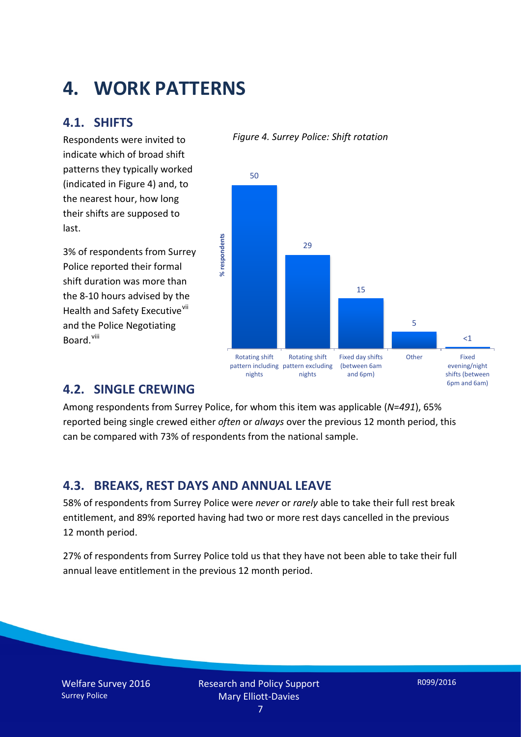# 4. WORK PATTERNS

## 4.1. SHIFTS

Respondents were invited to indicate which of broad shift patterns they typically worked (indicated in Figure 4) and, to the nearest hour, how long their shifts are supposed to last.

3% of respondents from Surrey Police reported their formal shift duration was more than the 8-10 hours advised by the Health and Safety Executive[vii] and the Police Negotiating Board.[viii]

*Figure 4. Surrey Police: Shift rotation*

| Shift pattern | % respondents |
|---|---|
| Rotating shift pattern including nights | 50 |
| Rotating shift pattern excluding nights | 29 |
| Fixed day shifts (between 6am and 6pm) | 15 |
| Other | 5 |
| Fixed evening/night shifts (between 6pm and 6am) | <1 |

## 4.2. SINGLE CREWING

Among respondents from Surrey Police, for whom this item was applicable (*N=491*), 65% reported being single crewed either *often* or *always* over the previous 12 month period, this can be compared with 73% of respondents from the national sample.

## 4.3. BREAKS, REST DAYS AND ANNUAL LEAVE

58% of respondents from Surrey Police were *never* or *rarely* able to take their full rest break entitlement, and 89% reported having had two or more rest days cancelled in the previous 12 month period.

27% of respondents from Surrey Police told us that they have not been able to take their full annual leave entitlement in the previous 12 month period.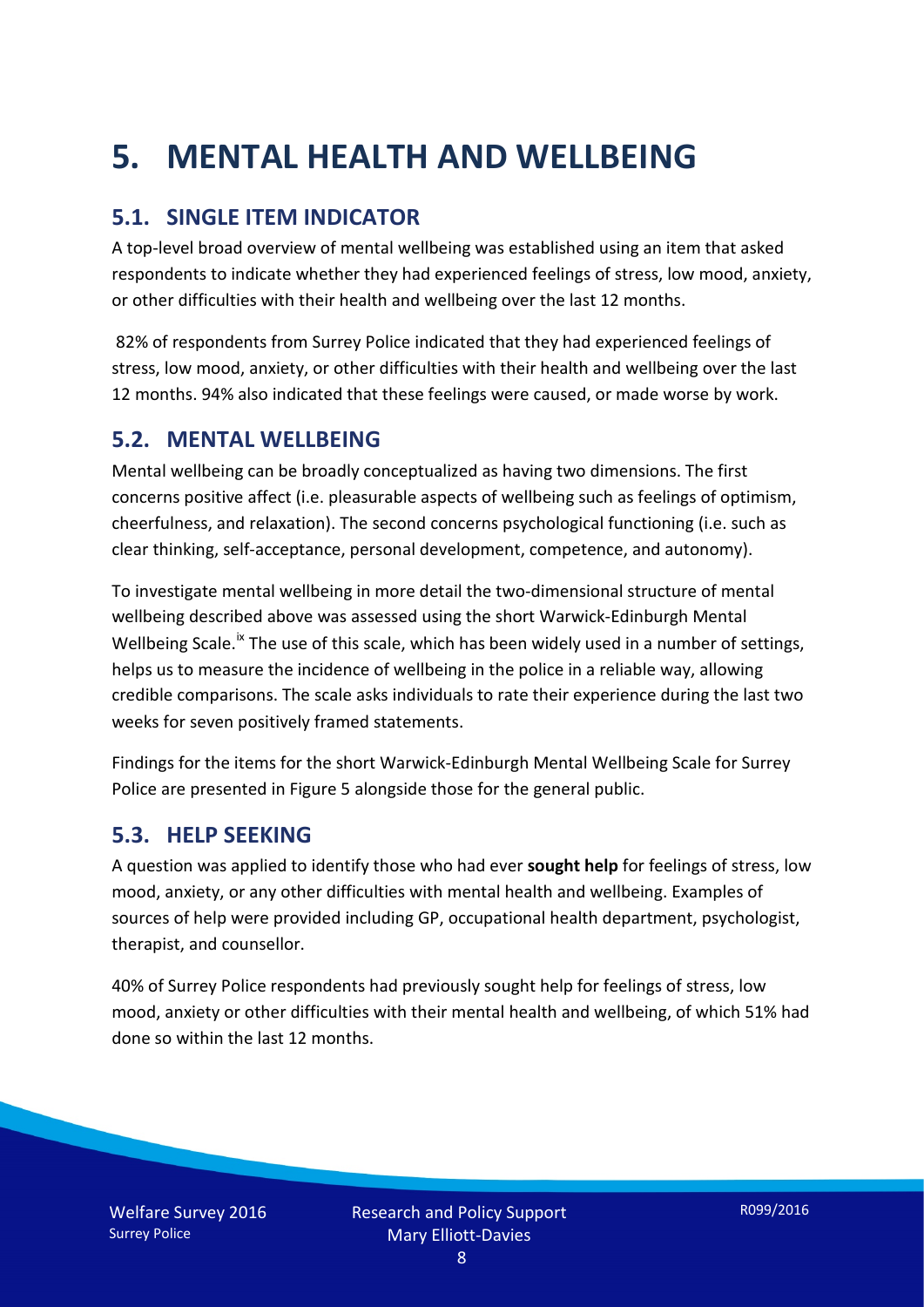# 5. MENTAL HEALTH AND WELLBEING

## 5.1. SINGLE ITEM INDICATOR

A top-level broad overview of mental wellbeing was established using an item that asked respondents to indicate whether they had experienced feelings of stress, low mood, anxiety, or other difficulties with their health and wellbeing over the last 12 months.

82% of respondents from Surrey Police indicated that they had experienced feelings of stress, low mood, anxiety, or other difficulties with their health and wellbeing over the last 12 months. 94% also indicated that these feelings were caused, or made worse by work.

## 5.2. MENTAL WELLBEING

Mental wellbeing can be broadly conceptualized as having two dimensions. The first concerns positive affect (i.e. pleasurable aspects of wellbeing such as feelings of optimism, cheerfulness, and relaxation). The second concerns psychological functioning (i.e. such as clear thinking, self-acceptance, personal development, competence, and autonomy).

To investigate mental wellbeing in more detail the two-dimensional structure of mental wellbeing described above was assessed using the short Warwick-Edinburgh Mental Wellbeing Scale.[ix] The use of this scale, which has been widely used in a number of settings, helps us to measure the incidence of wellbeing in the police in a reliable way, allowing credible comparisons. The scale asks individuals to rate their experience during the last two weeks for seven positively framed statements.

Findings for the items for the short Warwick-Edinburgh Mental Wellbeing Scale for Surrey Police are presented in Figure 5 alongside those for the general public.

## 5.3. HELP SEEKING

A question was applied to identify those who had ever **sought help** for feelings of stress, low mood, anxiety, or any other difficulties with mental health and wellbeing. Examples of sources of help were provided including GP, occupational health department, psychologist, therapist, and counsellor.

40% of Surrey Police respondents had previously sought help for feelings of stress, low mood, anxiety or other difficulties with their mental health and wellbeing, of which 51% had done so within the last 12 months.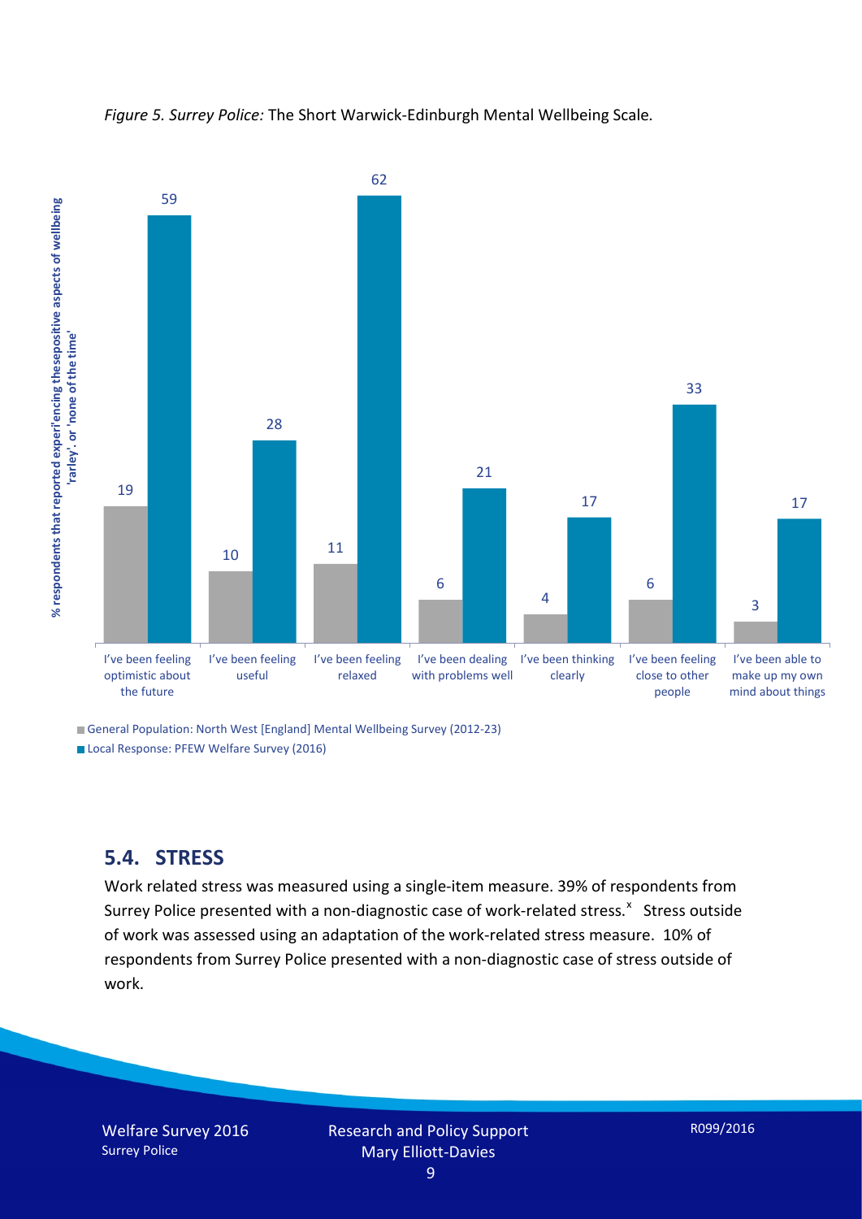*Figure 5. Surrey Police:* The Short Warwick-Edinburgh Mental Wellbeing Scale.

| | General Population: North West [England] Mental Wellbeing Survey (2012-23) | Local Response: PFEW Welfare Survey (2016) |
|---|---|---|
| I've been feeling optimistic about the future | 19 | 59 |
| I've been feeling useful | 10 | 28 |
| I've been feeling relaxed | 11 | 62 |
| I've been dealing with problems well | 6 | 21 |
| I've been thinking clearly | 4 | 17 |
| I've been feeling close to other people | 6 | 33 |
| I've been able to make up my own mind about things | 3 | 17 |

Y-axis: % respondents that reported experi'encing thesepositive aspects of wellbeing 'rarley'. or 'none of the time'

## 5.4. STRESS

Work related stress was measured using a single-item measure. 39% of respondents from Surrey Police presented with a non-diagnostic case of work-related stress.[x] Stress outside of work was assessed using an adaptation of the work-related stress measure. 10% of respondents from Surrey Police presented with a non-diagnostic case of stress outside of work.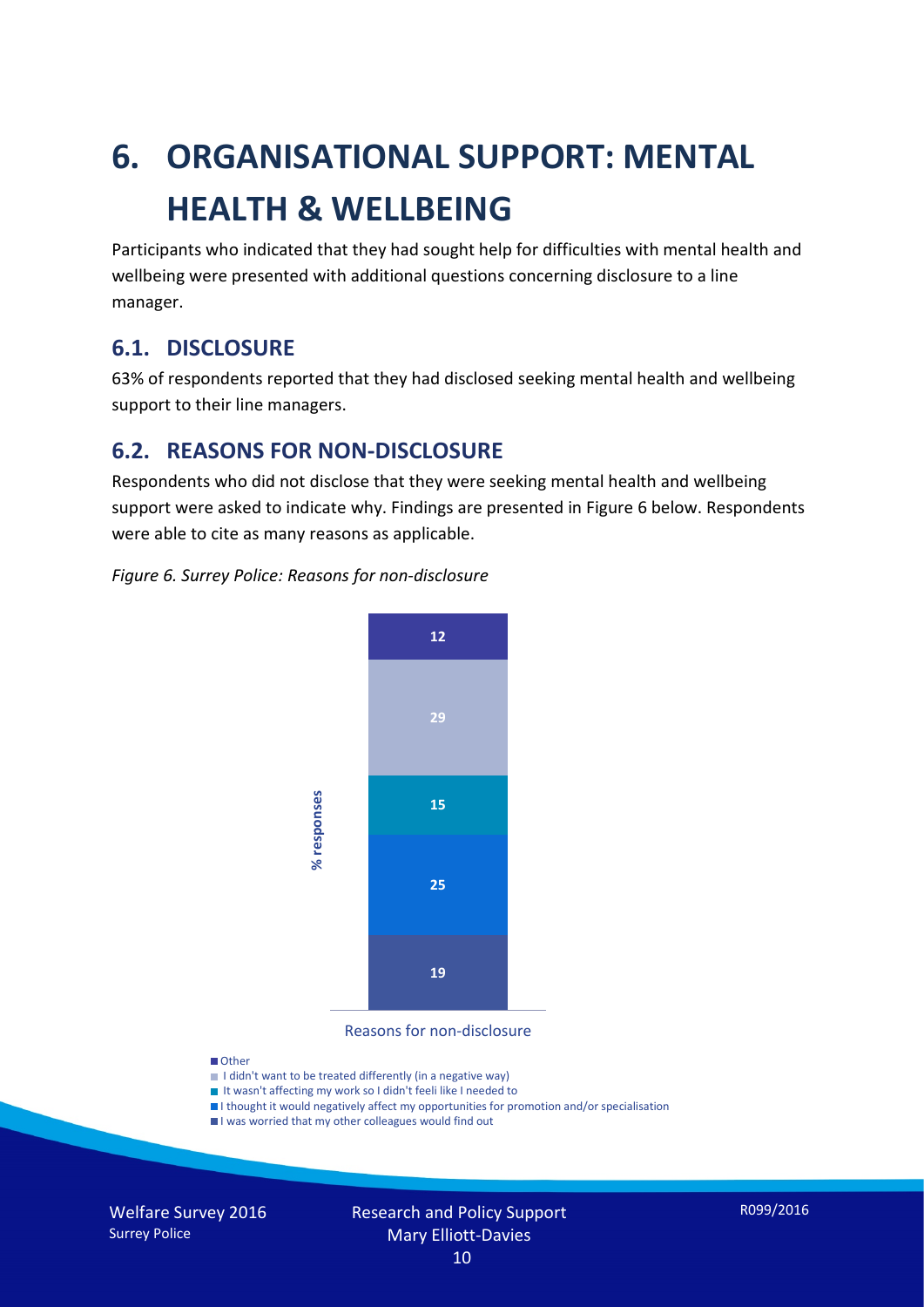# 6. ORGANISATIONAL SUPPORT: MENTAL HEALTH & WELLBEING

Participants who indicated that they had sought help for difficulties with mental health and wellbeing were presented with additional questions concerning disclosure to a line manager.

## 6.1. DISCLOSURE

63% of respondents reported that they had disclosed seeking mental health and wellbeing support to their line managers.

## 6.2. REASONS FOR NON-DISCLOSURE

Respondents who did not disclose that they were seeking mental health and wellbeing support were asked to indicate why. Findings are presented in Figure 6 below. Respondents were able to cite as many reasons as applicable.

*Figure 6. Surrey Police: Reasons for non-disclosure*

| Reasons for non-disclosure | % responses |
|---|---|
| Other | 12 |
| I didn't want to be treated differently (in a negative way) | 29 |
| It wasn't affecting my work so I didn't feeli like I needed to | 15 |
| I thought it would negatively affect my opportunities for promotion and/or specialisation | 25 |
| I was worried that my other colleagues would find out | 19 |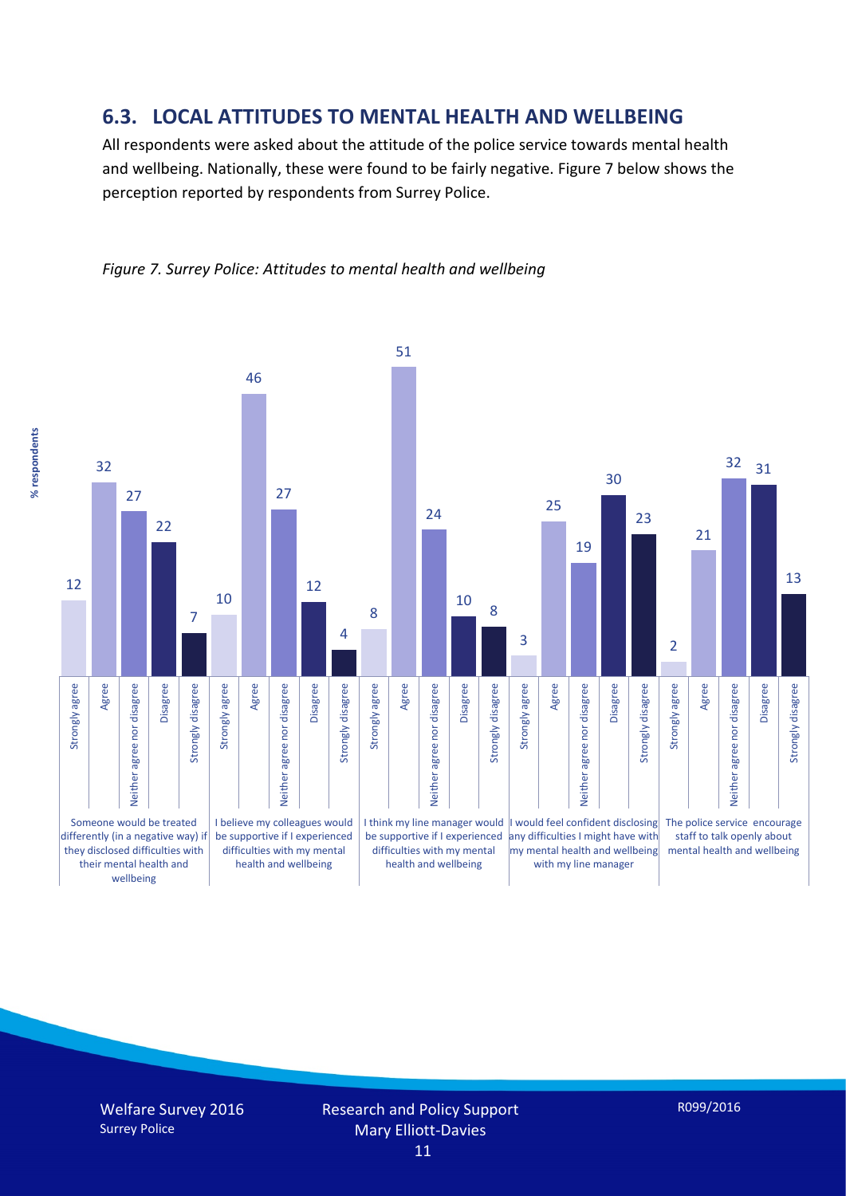## 6.3. LOCAL ATTITUDES TO MENTAL HEALTH AND WELLBEING

All respondents were asked about the attitude of the police service towards mental health and wellbeing. Nationally, these were found to be fairly negative. Figure 7 below shows the perception reported by respondents from Surrey Police.

*Figure 7. Surrey Police: Attitudes to mental health and wellbeing*

| % respondents | Strongly agree | Agree | Neither agree nor disagree | Disagree | Strongly disagree |
|---|---|---|---|---|---|
| Someone would be treated differently (in a negative way) if they disclosed difficulties with their mental health and wellbeing | 12 | 32 | 27 | 22 | 7 |
| I believe my colleagues would be supportive if I experienced difficulties with my mental health and wellbeing | 10 | 46 | 27 | 12 | 4 |
| I think my line manager would be supportive if I experienced difficulties with my mental health and wellbeing | 8 | 51 | 24 | 10 | 8 |
| I would feel confident disclosing any difficulties I might have with my mental health and wellbeing with my line manager | 3 | 25 | 19 | 30 | 23 |
| The police service encourage staff to talk openly about mental health and wellbeing | 2 | 21 | 32 | 31 | 13 |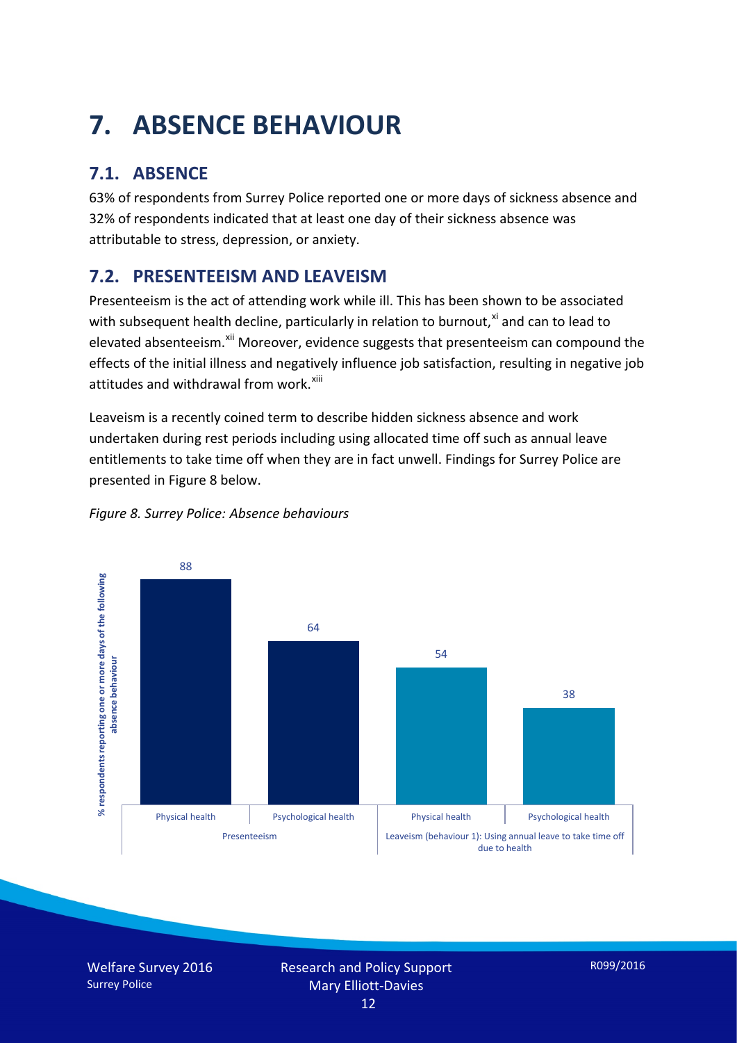# 7. ABSENCE BEHAVIOUR

## 7.1. ABSENCE

63% of respondents from Surrey Police reported one or more days of sickness absence and 32% of respondents indicated that at least one day of their sickness absence was attributable to stress, depression, or anxiety.

## 7.2. PRESENTEEISM AND LEAVEISM

Presenteeism is the act of attending work while ill. This has been shown to be associated with subsequent health decline, particularly in relation to burnout,[xi] and can to lead to elevated absenteeism.[xii] Moreover, evidence suggests that presenteeism can compound the effects of the initial illness and negatively influence job satisfaction, resulting in negative job attitudes and withdrawal from work.[xiii]

Leaveism is a recently coined term to describe hidden sickness absence and work undertaken during rest periods including using allocated time off such as annual leave entitlements to take time off when they are in fact unwell. Findings for Surrey Police are presented in Figure 8 below.

*Figure 8. Surrey Police: Absence behaviours*

| | Presenteeism | | Leaveism (behaviour 1): Using annual leave to take time off due to health | |
|---|---|---|---|---|
| | Physical health | Psychological health | Physical health | Psychological health |
| % respondents reporting one or more days of the following absence behaviour | 88 | 64 | 54 | 38 |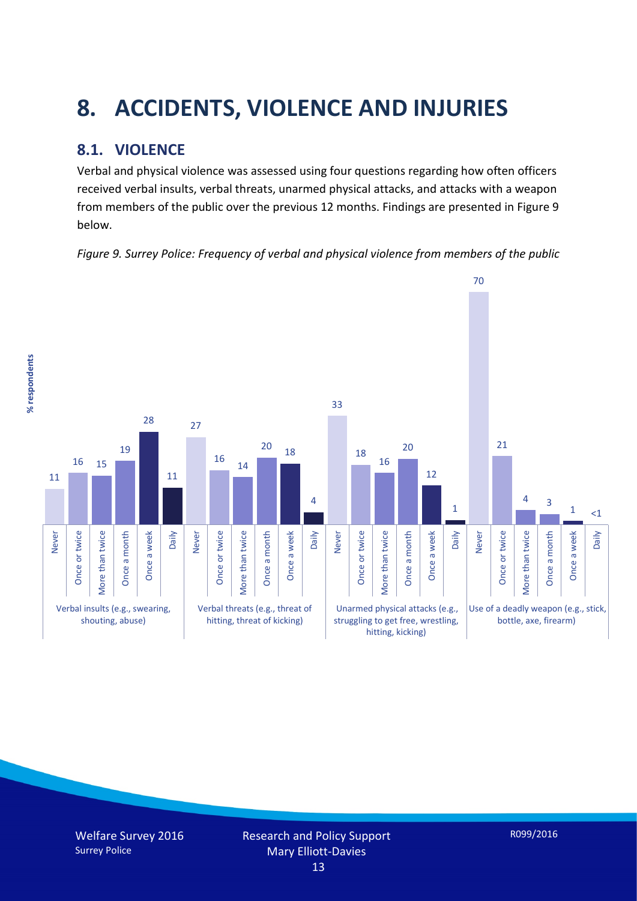# 8. ACCIDENTS, VIOLENCE AND INJURIES

## 8.1. VIOLENCE

Verbal and physical violence was assessed using four questions regarding how often officers received verbal insults, verbal threats, unarmed physical attacks, and attacks with a weapon from members of the public over the previous 12 months. Findings are presented in Figure 9 below.

*Figure 9. Surrey Police: Frequency of verbal and physical violence from members of the public*

| % respondents | Never | Once or twice | More than twice | Once a month | Once a week | Daily |
|---|---|---|---|---|---|---|
| Verbal insults (e.g., swearing, shouting, abuse) | 11 | 16 | 15 | 19 | 28 | 11 |
| Verbal threats (e.g., threat of hitting, threat of kicking) | 27 | 16 | 14 | 20 | 18 | 4 |
| Unarmed physical attacks (e.g., struggling to get free, wrestling, hitting, kicking) | 33 | 18 | 16 | 20 | 12 | 1 |
| Use of a deadly weapon (e.g., stick, bottle, axe, firearm) | 70 | 21 | 4 | 3 | 1 | <1 |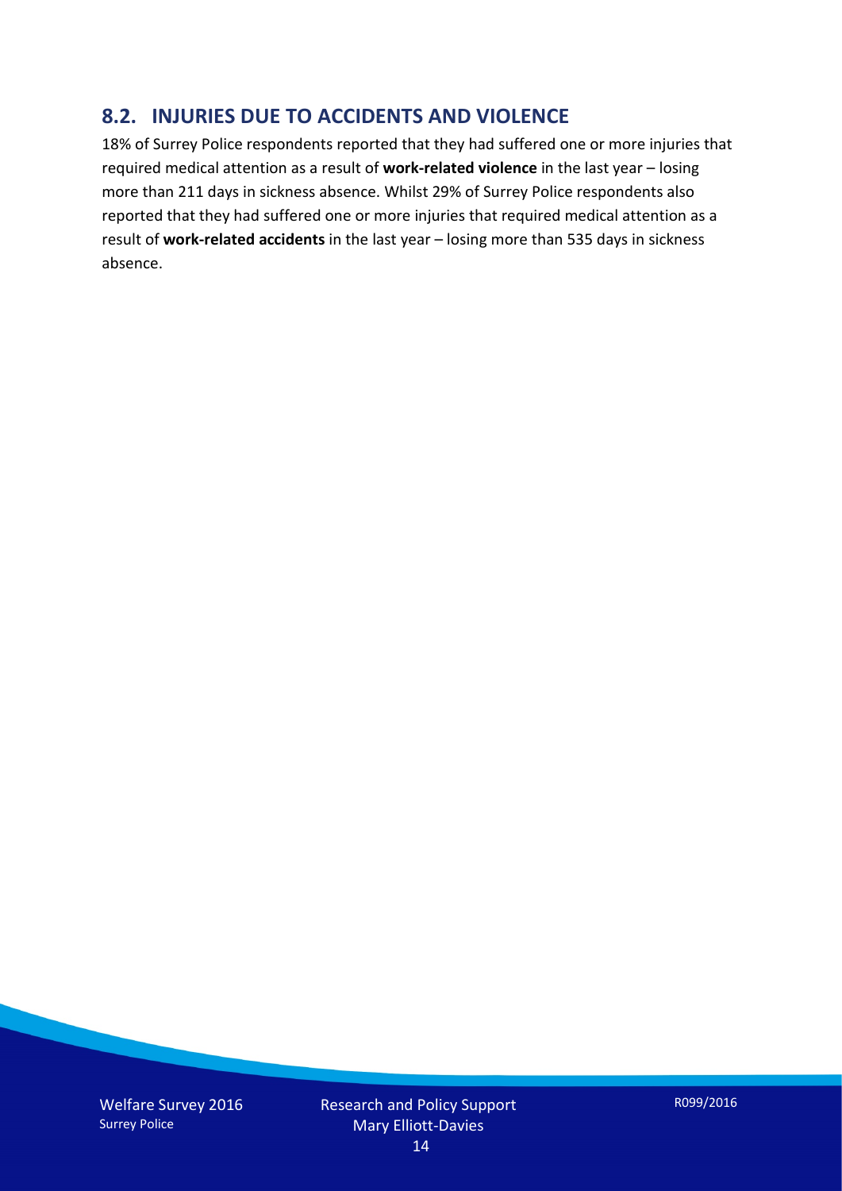## 8.2. INJURIES DUE TO ACCIDENTS AND VIOLENCE

18% of Surrey Police respondents reported that they had suffered one or more injuries that required medical attention as a result of **work-related violence** in the last year – losing more than 211 days in sickness absence. Whilst 29% of Surrey Police respondents also reported that they had suffered one or more injuries that required medical attention as a result of **work-related accidents** in the last year – losing more than 535 days in sickness absence.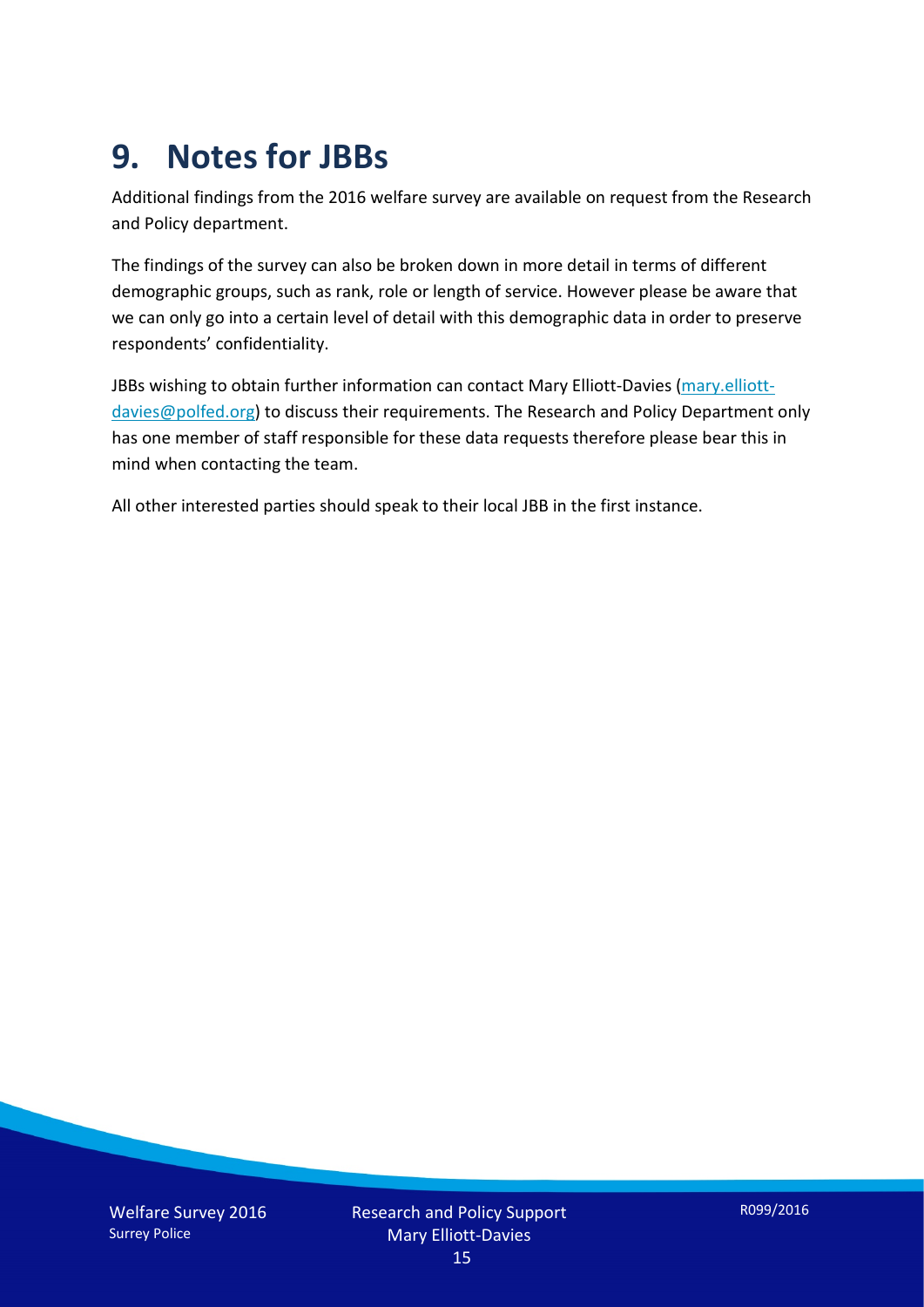# 9. Notes for JBBs

Additional findings from the 2016 welfare survey are available on request from the Research and Policy department.

The findings of the survey can also be broken down in more detail in terms of different demographic groups, such as rank, role or length of service. However please be aware that we can only go into a certain level of detail with this demographic data in order to preserve respondents' confidentiality.

JBBs wishing to obtain further information can contact Mary Elliott-Davies (mary.elliott-davies@polfed.org) to discuss their requirements. The Research and Policy Department only has one member of staff responsible for these data requests therefore please bear this in mind when contacting the team.

All other interested parties should speak to their local JBB in the first instance.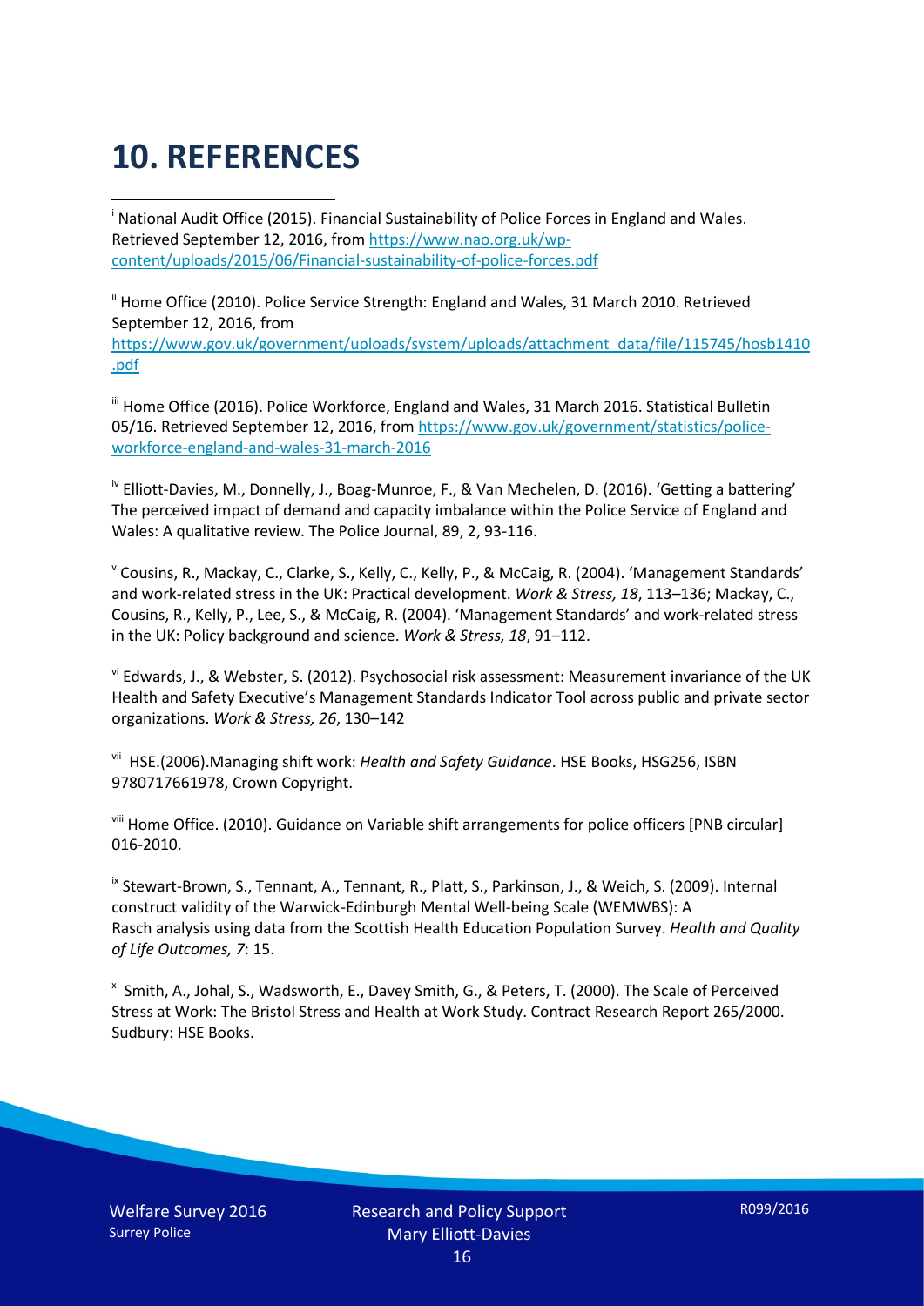# 10. REFERENCES

[i] National Audit Office (2015). Financial Sustainability of Police Forces in England and Wales. Retrieved September 12, 2016, from https://www.nao.org.uk/wp-content/uploads/2015/06/Financial-sustainability-of-police-forces.pdf

[ii] Home Office (2010). Police Service Strength: England and Wales, 31 March 2010. Retrieved September 12, 2016, from https://www.gov.uk/government/uploads/system/uploads/attachment_data/file/115745/hosb1410.pdf

[iii] Home Office (2016). Police Workforce, England and Wales, 31 March 2016. Statistical Bulletin 05/16. Retrieved September 12, 2016, from https://www.gov.uk/government/statistics/police-workforce-england-and-wales-31-march-2016

[iv] Elliott-Davies, M., Donnelly, J., Boag-Munroe, F., & Van Mechelen, D. (2016). 'Getting a battering' The perceived impact of demand and capacity imbalance within the Police Service of England and Wales: A qualitative review. The Police Journal, 89, 2, 93-116.

[v] Cousins, R., Mackay, C., Clarke, S., Kelly, C., Kelly, P., & McCaig, R. (2004). 'Management Standards' and work-related stress in the UK: Practical development. *Work & Stress, 18*, 113–136; Mackay, C., Cousins, R., Kelly, P., Lee, S., & McCaig, R. (2004). 'Management Standards' and work-related stress in the UK: Policy background and science. *Work & Stress, 18*, 91–112.

[vi] Edwards, J., & Webster, S. (2012). Psychosocial risk assessment: Measurement invariance of the UK Health and Safety Executive's Management Standards Indicator Tool across public and private sector organizations. *Work & Stress, 26*, 130–142

[vii] HSE.(2006).Managing shift work: *Health and Safety Guidance*. HSE Books, HSG256, ISBN 9780717661978, Crown Copyright.

[viii] Home Office. (2010). Guidance on Variable shift arrangements for police officers [PNB circular] 016-2010.

[ix] Stewart-Brown, S., Tennant, A., Tennant, R., Platt, S., Parkinson, J., & Weich, S. (2009). Internal construct validity of the Warwick-Edinburgh Mental Well-being Scale (WEMWBS): A Rasch analysis using data from the Scottish Health Education Population Survey. *Health and Quality of Life Outcomes, 7*: 15.

[x] Smith, A., Johal, S., Wadsworth, E., Davey Smith, G., & Peters, T. (2000). The Scale of Perceived Stress at Work: The Bristol Stress and Health at Work Study. Contract Research Report 265/2000. Sudbury: HSE Books.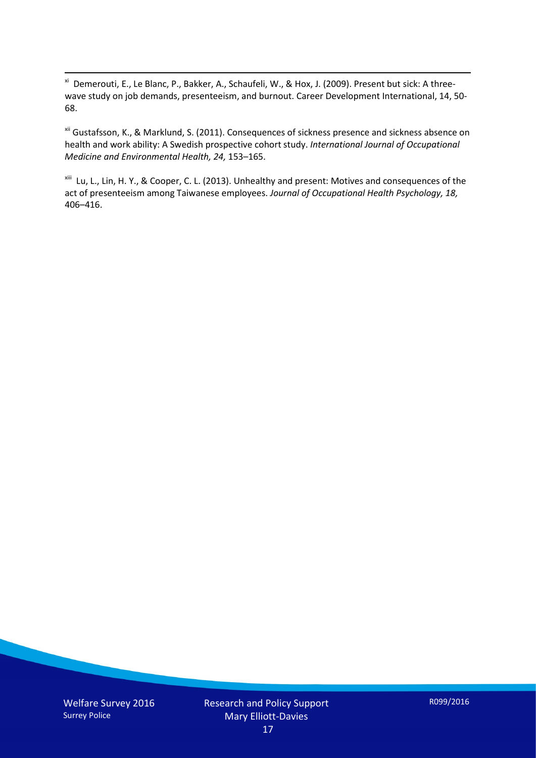[xi] Demerouti, E., Le Blanc, P., Bakker, A., Schaufeli, W., & Hox, J. (2009). Present but sick: A three-wave study on job demands, presenteeism, and burnout. Career Development International, 14, 50-68.

[xii] Gustafsson, K., & Marklund, S. (2011). Consequences of sickness presence and sickness absence on health and work ability: A Swedish prospective cohort study. *International Journal of Occupational Medicine and Environmental Health, 24,* 153–165.

[xiii] Lu, L., Lin, H. Y., & Cooper, C. L. (2013). Unhealthy and present: Motives and consequences of the act of presenteeism among Taiwanese employees. *Journal of Occupational Health Psychology, 18,* 406–416.